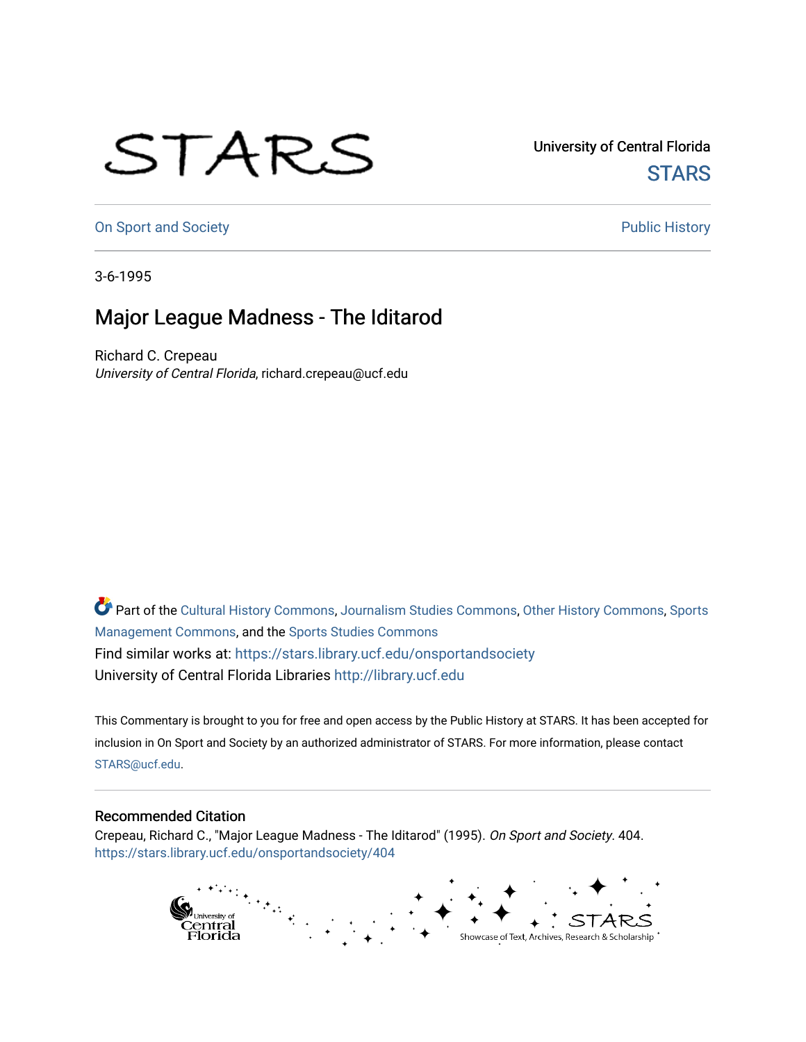University of Central Florida

STARS

On Sport and Society

Public History

3-6-1995

# Major League Madness - The Iditarod

Richard C. Crepeau

*University of Central Florida*, richard.crepeau@ucf.edu

Part of the Cultural History Commons, Journalism Studies Commons, Other History Commons, Sports Management Commons, and the Sports Studies Commons

Find similar works at: https://stars.library.ucf.edu/onsportandsociety

University of Central Florida Libraries http://library.ucf.edu

This Commentary is brought to you for free and open access by the Public History at STARS. It has been accepted for inclusion in On Sport and Society by an authorized administrator of STARS. For more information, please contact STARS@ucf.edu.

## Recommended Citation

Crepeau, Richard C., "Major League Madness - The Iditarod" (1995). *On Sport and Society*. 404.
https://stars.library.ucf.edu/onsportandsociety/404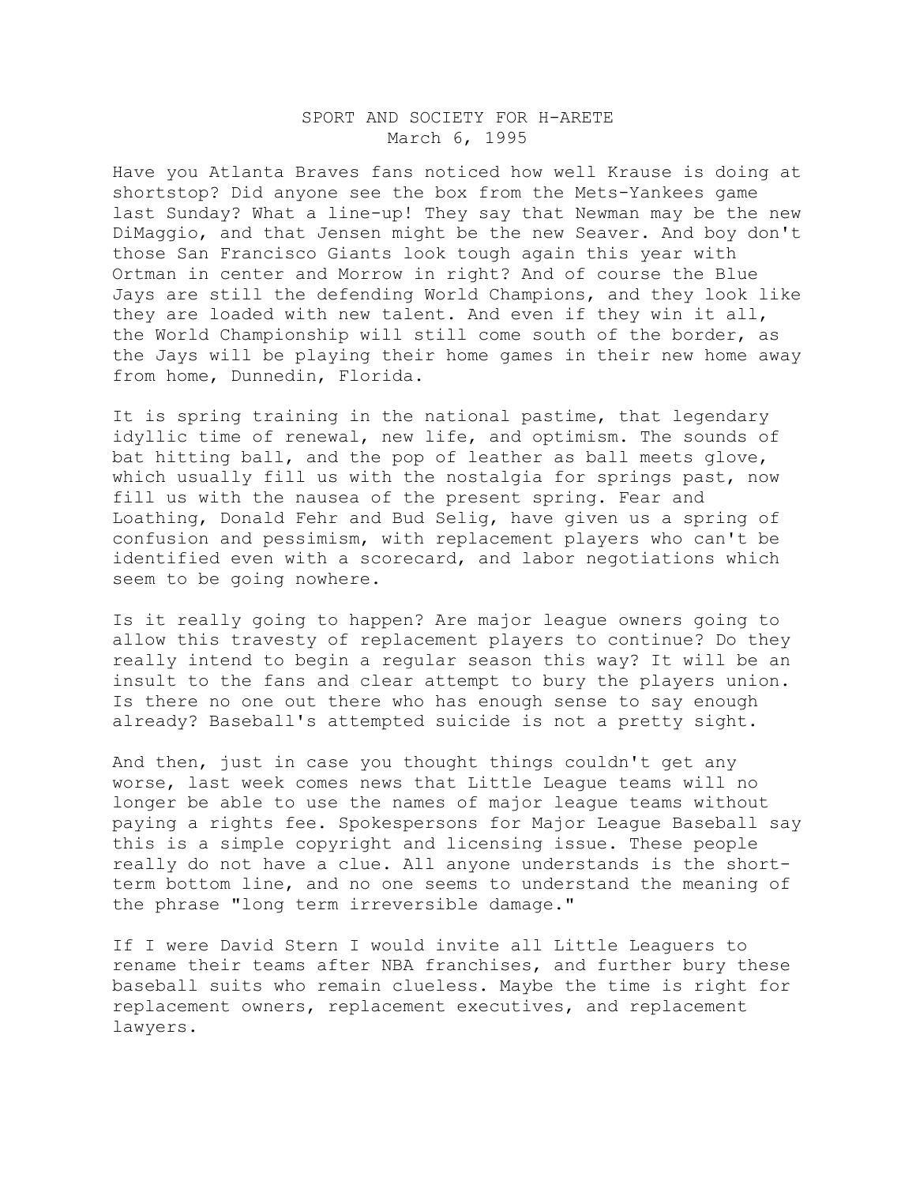# SPORT AND SOCIETY FOR H-ARETE

March 6, 1995

Have you Atlanta Braves fans noticed how well Krause is doing at shortstop? Did anyone see the box from the Mets-Yankees game last Sunday? What a line-up! They say that Newman may be the new DiMaggio, and that Jensen might be the new Seaver. And boy don't those San Francisco Giants look tough again this year with Ortman in center and Morrow in right? And of course the Blue Jays are still the defending World Champions, and they look like they are loaded with new talent. And even if they win it all, the World Championship will still come south of the border, as the Jays will be playing their home games in their new home away from home, Dunnedin, Florida.

It is spring training in the national pastime, that legendary idyllic time of renewal, new life, and optimism. The sounds of bat hitting ball, and the pop of leather as ball meets glove, which usually fill us with the nostalgia for springs past, now fill us with the nausea of the present spring. Fear and Loathing, Donald Fehr and Bud Selig, have given us a spring of confusion and pessimism, with replacement players who can't be identified even with a scorecard, and labor negotiations which seem to be going nowhere.

Is it really going to happen? Are major league owners going to allow this travesty of replacement players to continue? Do they really intend to begin a regular season this way? It will be an insult to the fans and clear attempt to bury the players union. Is there no one out there who has enough sense to say enough already? Baseball's attempted suicide is not a pretty sight.

And then, just in case you thought things couldn't get any worse, last week comes news that Little League teams will no longer be able to use the names of major league teams without paying a rights fee. Spokespersons for Major League Baseball say this is a simple copyright and licensing issue. These people really do not have a clue. All anyone understands is the short-term bottom line, and no one seems to understand the meaning of the phrase "long term irreversible damage."

If I were David Stern I would invite all Little Leaguers to rename their teams after NBA franchises, and further bury these baseball suits who remain clueless. Maybe the time is right for replacement owners, replacement executives, and replacement lawyers.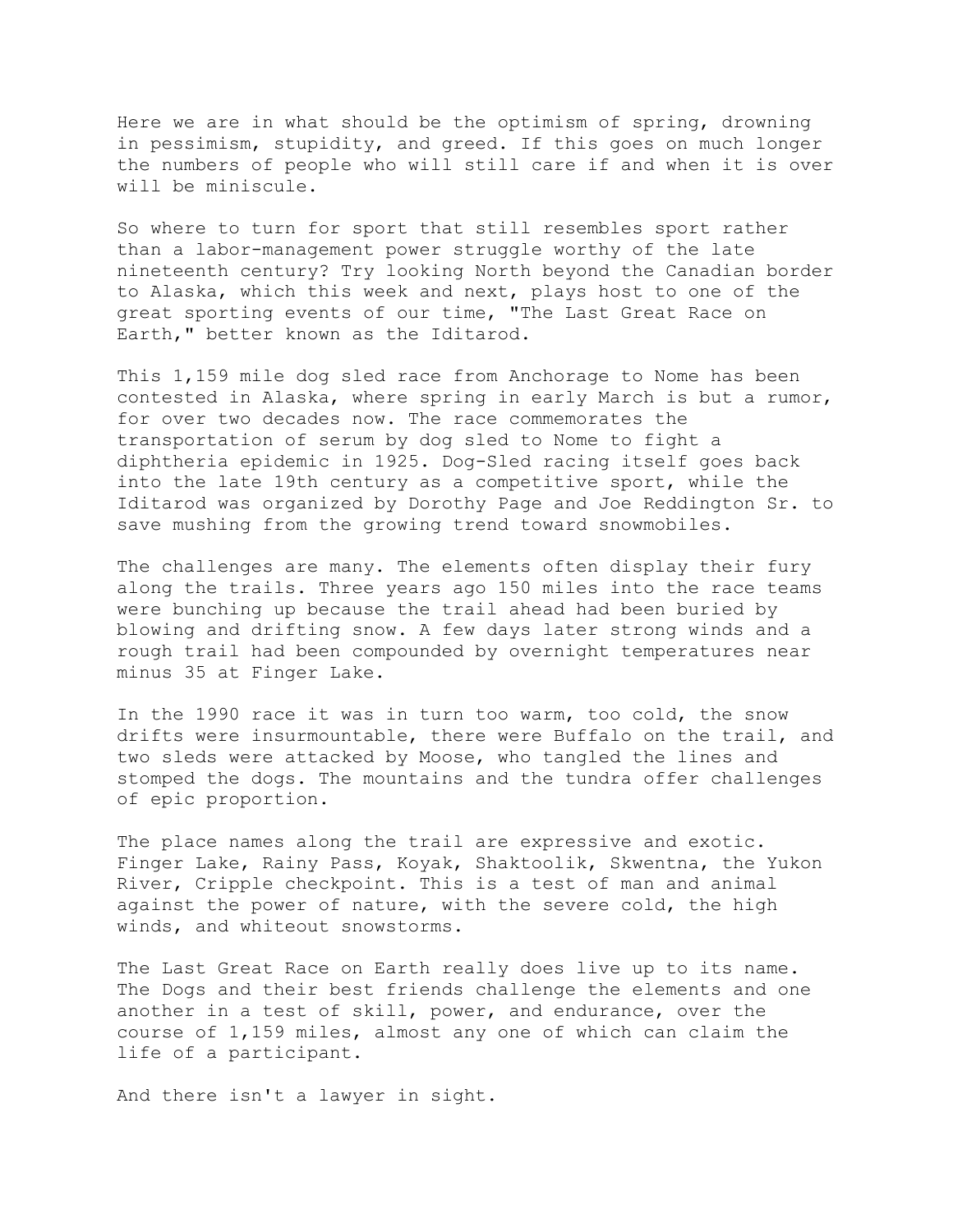Here we are in what should be the optimism of spring, drowning in pessimism, stupidity, and greed. If this goes on much longer the numbers of people who will still care if and when it is over will be miniscule.

So where to turn for sport that still resembles sport rather than a labor-management power struggle worthy of the late nineteenth century? Try looking North beyond the Canadian border to Alaska, which this week and next, plays host to one of the great sporting events of our time, "The Last Great Race on Earth," better known as the Iditarod.

This 1,159 mile dog sled race from Anchorage to Nome has been contested in Alaska, where spring in early March is but a rumor, for over two decades now. The race commemorates the transportation of serum by dog sled to Nome to fight a diphtheria epidemic in 1925. Dog-Sled racing itself goes back into the late 19th century as a competitive sport, while the Iditarod was organized by Dorothy Page and Joe Reddington Sr. to save mushing from the growing trend toward snowmobiles.

The challenges are many. The elements often display their fury along the trails. Three years ago 150 miles into the race teams were bunching up because the trail ahead had been buried by blowing and drifting snow. A few days later strong winds and a rough trail had been compounded by overnight temperatures near minus 35 at Finger Lake.

In the 1990 race it was in turn too warm, too cold, the snow drifts were insurmountable, there were Buffalo on the trail, and two sleds were attacked by Moose, who tangled the lines and stomped the dogs. The mountains and the tundra offer challenges of epic proportion.

The place names along the trail are expressive and exotic. Finger Lake, Rainy Pass, Koyak, Shaktoolik, Skwentna, the Yukon River, Cripple checkpoint. This is a test of man and animal against the power of nature, with the severe cold, the high winds, and whiteout snowstorms.

The Last Great Race on Earth really does live up to its name. The Dogs and their best friends challenge the elements and one another in a test of skill, power, and endurance, over the course of 1,159 miles, almost any one of which can claim the life of a participant.

And there isn't a lawyer in sight.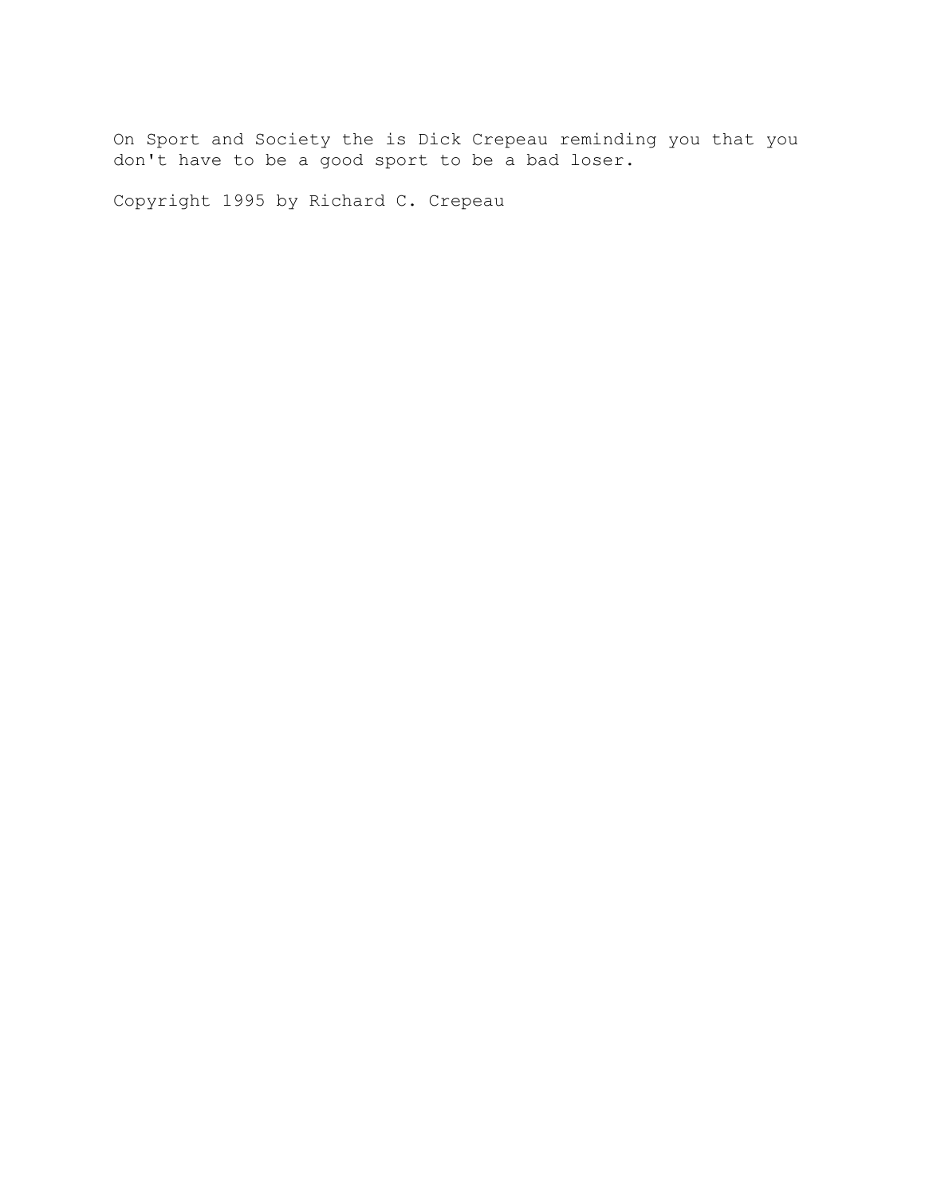On Sport and Society the is Dick Crepeau reminding you that you don't have to be a good sport to be a bad loser.

Copyright 1995 by Richard C. Crepeau